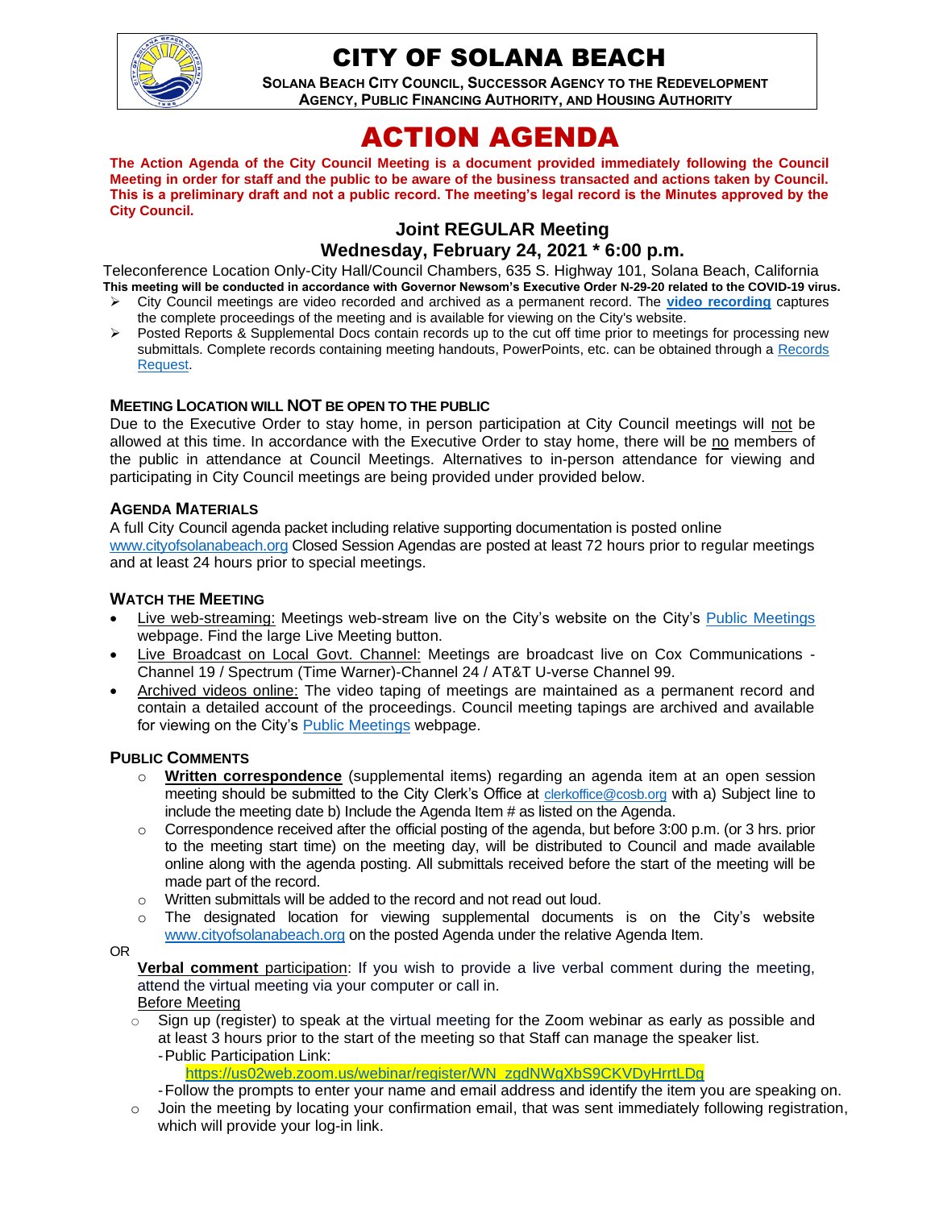# CITY OF SOLANA BEACH

**SOLANA BEACH CITY COUNCIL, SUCCESSOR AGENCY TO THE REDEVELOPMENT AGENCY, PUBLIC FINANCING AUTHORITY, AND HOUSING AUTHORITY**

# ACTION AGENDA

**The Action Agenda of the City Council Meeting is a document provided immediately following the Council Meeting in order for staff and the public to be aware of the business transacted and actions taken by Council. This is a preliminary draft and not a public record. The meeting's legal record is the Minutes approved by the City Council.**

## Joint REGULAR Meeting
## Wednesday, February 24, 2021 * 6:00 p.m.

Teleconference Location Only-City Hall/Council Chambers, 635 S. Highway 101, Solana Beach, California

**This meeting will be conducted in accordance with Governor Newsom's Executive Order N-29-20 related to the COVID-19 virus.**

- City Council meetings are video recorded and archived as a permanent record. The **video recording** captures the complete proceedings of the meeting and is available for viewing on the City's website.
- Posted Reports & Supplemental Docs contain records up to the cut off time prior to meetings for processing new submittals. Complete records containing meeting handouts, PowerPoints, etc. can be obtained through a Records Request.

### MEETING LOCATION WILL NOT BE OPEN TO THE PUBLIC

Due to the Executive Order to stay home, in person participation at City Council meetings will not be allowed at this time. In accordance with the Executive Order to stay home, there will be no members of the public in attendance at Council Meetings. Alternatives to in-person attendance for viewing and participating in City Council meetings are being provided under provided below.

### AGENDA MATERIALS

A full City Council agenda packet including relative supporting documentation is posted online www.cityofsolanabeach.org Closed Session Agendas are posted at least 72 hours prior to regular meetings and at least 24 hours prior to special meetings.

### WATCH THE MEETING

- Live web-streaming: Meetings web-stream live on the City's website on the City's Public Meetings webpage. Find the large Live Meeting button.
- Live Broadcast on Local Govt. Channel: Meetings are broadcast live on Cox Communications - Channel 19 / Spectrum (Time Warner)-Channel 24 / AT&T U-verse Channel 99.
- Archived videos online: The video taping of meetings are maintained as a permanent record and contain a detailed account of the proceedings. Council meeting tapings are archived and available for viewing on the City's Public Meetings webpage.

### PUBLIC COMMENTS

- **Written correspondence** (supplemental items) regarding an agenda item at an open session meeting should be submitted to the City Clerk's Office at clerkoffice@cosb.org with a) Subject line to include the meeting date b) Include the Agenda Item # as listed on the Agenda.
- Correspondence received after the official posting of the agenda, but before 3:00 p.m. (or 3 hrs. prior to the meeting start time) on the meeting day, will be distributed to Council and made available online along with the agenda posting. All submittals received before the start of the meeting will be made part of the record.
- Written submittals will be added to the record and not read out loud.
- The designated location for viewing supplemental documents is on the City's website www.cityofsolanabeach.org on the posted Agenda under the relative Agenda Item.

OR

**Verbal comment** participation: If you wish to provide a live verbal comment during the meeting, attend the virtual meeting via your computer or call in.

Before Meeting

- Sign up (register) to speak at the virtual meeting for the Zoom webinar as early as possible and at least 3 hours prior to the start of the meeting so that Staff can manage the speaker list.
  - Public Participation Link: https://us02web.zoom.us/webinar/register/WN_zgdNWgXbS9CKVDyHrrtLDg
  - Follow the prompts to enter your name and email address and identify the item you are speaking on.
- Join the meeting by locating your confirmation email, that was sent immediately following registration, which will provide your log-in link.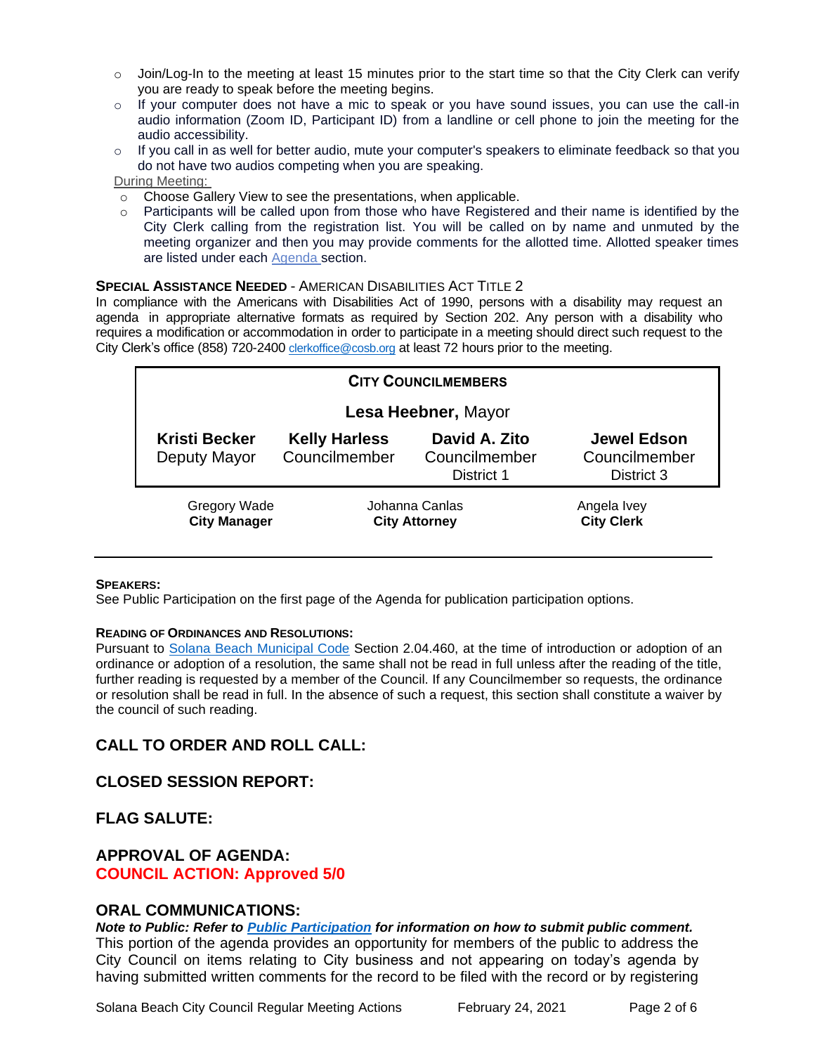- Join/Log-In to the meeting at least 15 minutes prior to the start time so that the City Clerk can verify you are ready to speak before the meeting begins.
- If your computer does not have a mic to speak or you have sound issues, you can use the call-in audio information (Zoom ID, Participant ID) from a landline or cell phone to join the meeting for the audio accessibility.
- If you call in as well for better audio, mute your computer's speakers to eliminate feedback so that you do not have two audios competing when you are speaking.

During Meeting:

- Choose Gallery View to see the presentations, when applicable.
- Participants will be called upon from those who have Registered and their name is identified by the City Clerk calling from the registration list. You will be called on by name and unmuted by the meeting organizer and then you may provide comments for the allotted time. Allotted speaker times are listed under each Agenda section.

**SPECIAL ASSISTANCE NEEDED** - AMERICAN DISABILITIES ACT TITLE 2

In compliance with the Americans with Disabilities Act of 1990, persons with a disability may request an agenda in appropriate alternative formats as required by Section 202. Any person with a disability who requires a modification or accommodation in order to participate in a meeting should direct such request to the City Clerk's office (858) 720-2400 clerkoffice@cosb.org at least 72 hours prior to the meeting.

**CITY COUNCILMEMBERS**

**Lesa Heebner,** Mayor

| **Kristi Becker** | **Kelly Harless** | **David A. Zito** | **Jewel Edson** |
|---|---|---|---|
| Deputy Mayor | Councilmember | Councilmember District 1 | Councilmember District 3 |

| Gregory Wade | Johanna Canlas | Angela Ivey |
|---|---|---|
| **City Manager** | **City Attorney** | **City Clerk** |

**SPEAKERS:**

See Public Participation on the first page of the Agenda for publication participation options.

**READING OF ORDINANCES AND RESOLUTIONS:**

Pursuant to Solana Beach Municipal Code Section 2.04.460, at the time of introduction or adoption of an ordinance or adoption of a resolution, the same shall not be read in full unless after the reading of the title, further reading is requested by a member of the Council. If any Councilmember so requests, the ordinance or resolution shall be read in full. In the absence of such a request, this section shall constitute a waiver by the council of such reading.

## CALL TO ORDER AND ROLL CALL:

## CLOSED SESSION REPORT:

## FLAG SALUTE:

## APPROVAL OF AGENDA:

**COUNCIL ACTION: Approved 5/0**

## ORAL COMMUNICATIONS:

***Note to Public: Refer to Public Participation for information on how to submit public comment.***

This portion of the agenda provides an opportunity for members of the public to address the City Council on items relating to City business and not appearing on today's agenda by having submitted written comments for the record to be filed with the record or by registering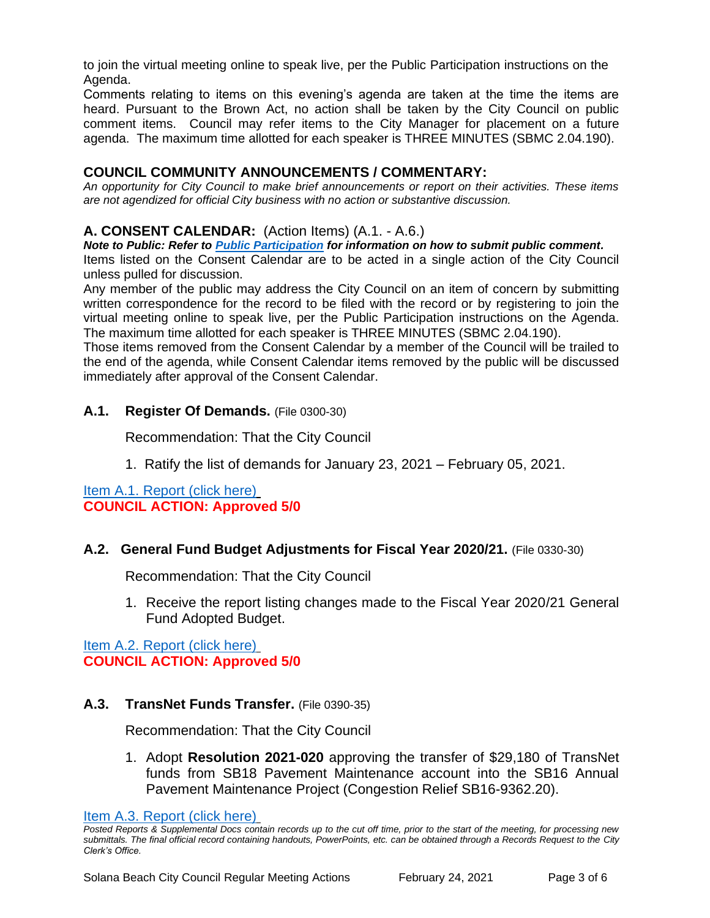to join the virtual meeting online to speak live, per the Public Participation instructions on the Agenda.

Comments relating to items on this evening's agenda are taken at the time the items are heard. Pursuant to the Brown Act, no action shall be taken by the City Council on public comment items. Council may refer items to the City Manager for placement on a future agenda. The maximum time allotted for each speaker is THREE MINUTES (SBMC 2.04.190).

## COUNCIL COMMUNITY ANNOUNCEMENTS / COMMENTARY:

*An opportunity for City Council to make brief announcements or report on their activities. These items are not agendized for official City business with no action or substantive discussion.*

## A. CONSENT CALENDAR: (Action Items) (A.1. - A.6.)

***Note to Public: Refer to Public Participation for information on how to submit public comment.***

Items listed on the Consent Calendar are to be acted in a single action of the City Council unless pulled for discussion.

Any member of the public may address the City Council on an item of concern by submitting written correspondence for the record to be filed with the record or by registering to join the virtual meeting online to speak live, per the Public Participation instructions on the Agenda. The maximum time allotted for each speaker is THREE MINUTES (SBMC 2.04.190).

Those items removed from the Consent Calendar by a member of the Council will be trailed to the end of the agenda, while Consent Calendar items removed by the public will be discussed immediately after approval of the Consent Calendar.

### A.1. Register Of Demands. (File 0300-30)

Recommendation: That the City Council

1. Ratify the list of demands for January 23, 2021 – February 05, 2021.

Item A.1. Report (click here)

**COUNCIL ACTION: Approved 5/0**

### A.2. General Fund Budget Adjustments for Fiscal Year 2020/21. (File 0330-30)

Recommendation: That the City Council

1. Receive the report listing changes made to the Fiscal Year 2020/21 General Fund Adopted Budget.

Item A.2. Report (click here)

**COUNCIL ACTION: Approved 5/0**

### A.3. TransNet Funds Transfer. (File 0390-35)

Recommendation: That the City Council

1. Adopt **Resolution 2021-020** approving the transfer of $29,180 of TransNet funds from SB18 Pavement Maintenance account into the SB16 Annual Pavement Maintenance Project (Congestion Relief SB16-9362.20).

Item A.3. Report (click here)

*Posted Reports & Supplemental Docs contain records up to the cut off time, prior to the start of the meeting, for processing new submittals. The final official record containing handouts, PowerPoints, etc. can be obtained through a Records Request to the City Clerk's Office.*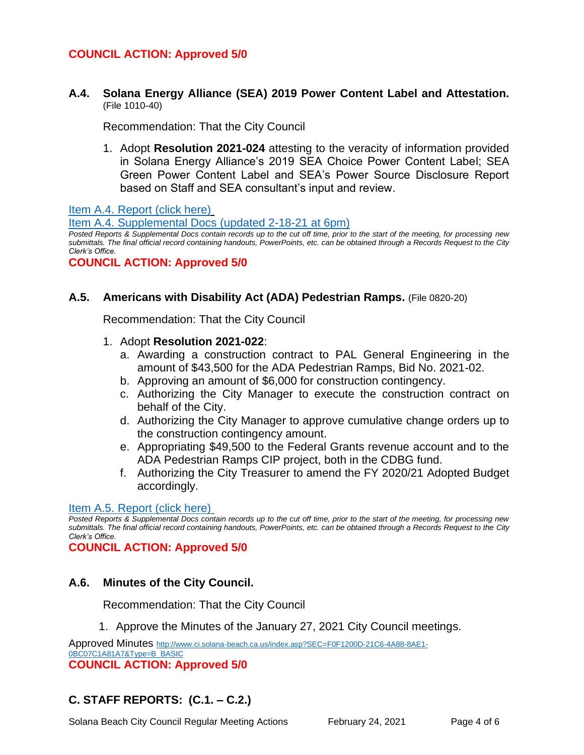**COUNCIL ACTION: Approved 5/0**

### A.4. Solana Energy Alliance (SEA) 2019 Power Content Label and Attestation. (File 1010-40)

Recommendation: That the City Council

1. Adopt **Resolution 2021-024** attesting to the veracity of information provided in Solana Energy Alliance's 2019 SEA Choice Power Content Label; SEA Green Power Content Label and SEA's Power Source Disclosure Report based on Staff and SEA consultant's input and review.

Item A.4. Report (click here)
Item A.4. Supplemental Docs (updated 2-18-21 at 6pm)

*Posted Reports & Supplemental Docs contain records up to the cut off time, prior to the start of the meeting, for processing new submittals. The final official record containing handouts, PowerPoints, etc. can be obtained through a Records Request to the City Clerk's Office.*

**COUNCIL ACTION: Approved 5/0**

### A.5. Americans with Disability Act (ADA) Pedestrian Ramps. (File 0820-20)

Recommendation: That the City Council

1. Adopt **Resolution 2021-022**:
   a. Awarding a construction contract to PAL General Engineering in the amount of $43,500 for the ADA Pedestrian Ramps, Bid No. 2021-02.
   b. Approving an amount of $6,000 for construction contingency.
   c. Authorizing the City Manager to execute the construction contract on behalf of the City.
   d. Authorizing the City Manager to approve cumulative change orders up to the construction contingency amount.
   e. Appropriating $49,500 to the Federal Grants revenue account and to the ADA Pedestrian Ramps CIP project, both in the CDBG fund.
   f. Authorizing the City Treasurer to amend the FY 2020/21 Adopted Budget accordingly.

Item A.5. Report (click here)

*Posted Reports & Supplemental Docs contain records up to the cut off time, prior to the start of the meeting, for processing new submittals. The final official record containing handouts, PowerPoints, etc. can be obtained through a Records Request to the City Clerk's Office.*

**COUNCIL ACTION: Approved 5/0**

### A.6. Minutes of the City Council.

Recommendation: That the City Council

1. Approve the Minutes of the January 27, 2021 City Council meetings.

Approved Minutes http://www.ci.solana-beach.ca.us/index.asp?SEC=F0F1200D-21C6-4A88-8AE1-0BC07C1A81A7&Type=B_BASIC

**COUNCIL ACTION: Approved 5/0**

## C. STAFF REPORTS: (C.1. – C.2.)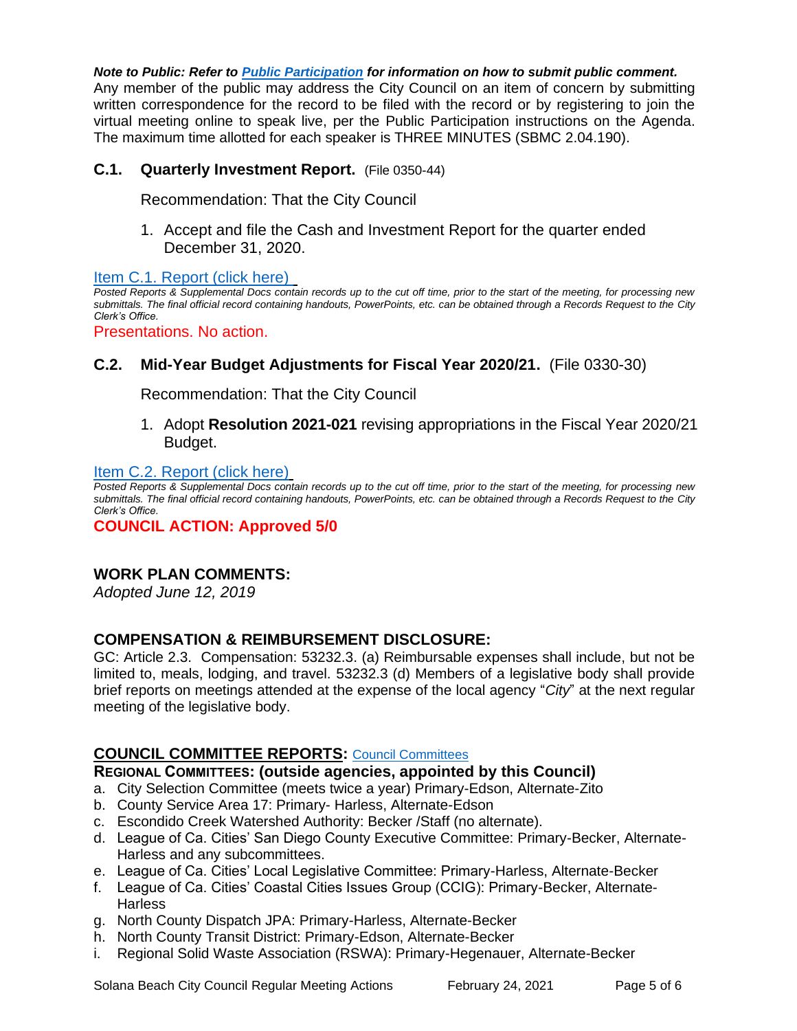***Note to Public: Refer to [Public Participation](#) for information on how to submit public comment.***
Any member of the public may address the City Council on an item of concern by submitting written correspondence for the record to be filed with the record or by registering to join the virtual meeting online to speak live, per the Public Participation instructions on the Agenda. The maximum time allotted for each speaker is THREE MINUTES (SBMC 2.04.190).

### C.1. Quarterly Investment Report. (File 0350-44)

Recommendation: That the City Council

1. Accept and file the Cash and Investment Report for the quarter ended December 31, 2020.

[Item C.1. Report (click here)](#)

*Posted Reports & Supplemental Docs contain records up to the cut off time, prior to the start of the meeting, for processing new submittals. The final official record containing handouts, PowerPoints, etc. can be obtained through a Records Request to the City Clerk's Office.*

Presentations. No action.

### C.2. Mid-Year Budget Adjustments for Fiscal Year 2020/21. (File 0330-30)

Recommendation: That the City Council

1. Adopt **Resolution 2021-021** revising appropriations in the Fiscal Year 2020/21 Budget.

[Item C.2. Report (click here)](#)

*Posted Reports & Supplemental Docs contain records up to the cut off time, prior to the start of the meeting, for processing new submittals. The final official record containing handouts, PowerPoints, etc. can be obtained through a Records Request to the City Clerk's Office.*

**COUNCIL ACTION: Approved 5/0**

## WORK PLAN COMMENTS:

*Adopted June 12, 2019*

## COMPENSATION & REIMBURSEMENT DISCLOSURE:

GC: Article 2.3. Compensation: 53232.3. (a) Reimbursable expenses shall include, but not be limited to, meals, lodging, and travel. 53232.3 (d) Members of a legislative body shall provide brief reports on meetings attended at the expense of the local agency "*City*" at the next regular meeting of the legislative body.

## COUNCIL COMMITTEE REPORTS: [Council Committees](#)

**REGIONAL COMMITTEES: (outside agencies, appointed by this Council)**

a. City Selection Committee (meets twice a year) Primary-Edson, Alternate-Zito
b. County Service Area 17: Primary- Harless, Alternate-Edson
c. Escondido Creek Watershed Authority: Becker /Staff (no alternate).
d. League of Ca. Cities' San Diego County Executive Committee: Primary-Becker, Alternate-Harless and any subcommittees.
e. League of Ca. Cities' Local Legislative Committee: Primary-Harless, Alternate-Becker
f. League of Ca. Cities' Coastal Cities Issues Group (CCIG): Primary-Becker, Alternate-Harless
g. North County Dispatch JPA: Primary-Harless, Alternate-Becker
h. North County Transit District: Primary-Edson, Alternate-Becker
i. Regional Solid Waste Association (RSWA): Primary-Hegenauer, Alternate-Becker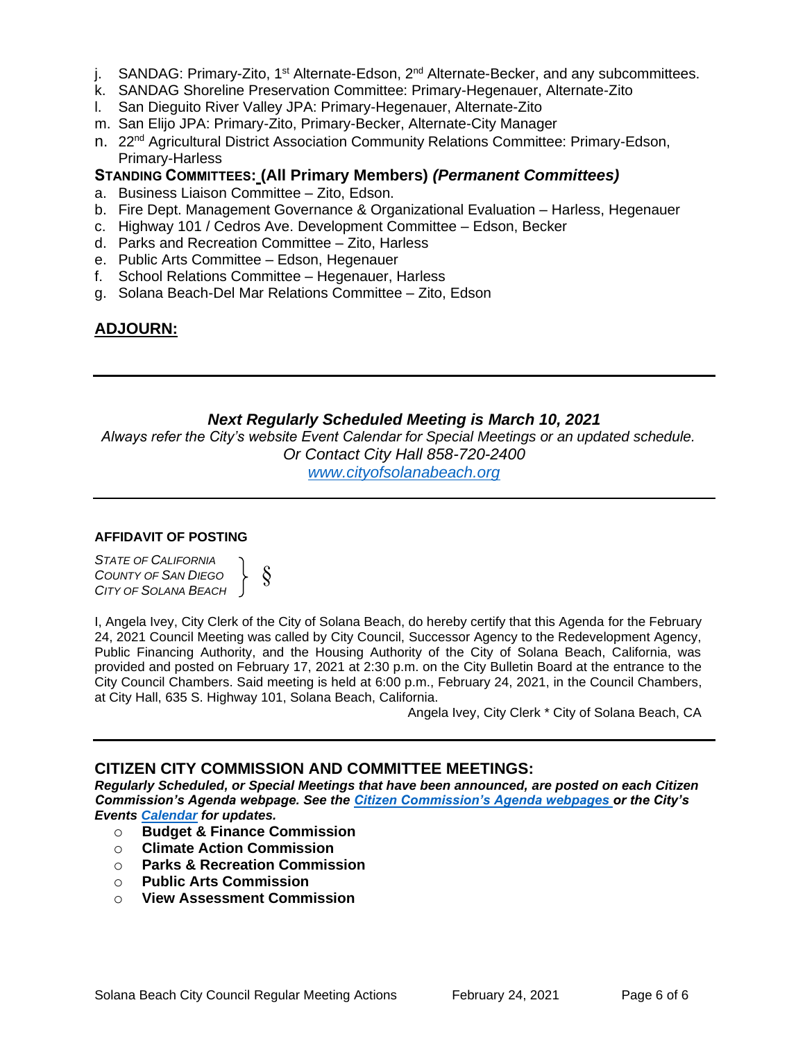j. SANDAG: Primary-Zito, 1st Alternate-Edson, 2nd Alternate-Becker, and any subcommittees.
k. SANDAG Shoreline Preservation Committee: Primary-Hegenauer, Alternate-Zito
l. San Dieguito River Valley JPA: Primary-Hegenauer, Alternate-Zito
m. San Elijo JPA: Primary-Zito, Primary-Becker, Alternate-City Manager
n. 22nd Agricultural District Association Community Relations Committee: Primary-Edson, Primary-Harless

**STANDING COMMITTEES: (All Primary Members) *(Permanent Committees)***

a. Business Liaison Committee – Zito, Edson.
b. Fire Dept. Management Governance & Organizational Evaluation – Harless, Hegenauer
c. Highway 101 / Cedros Ave. Development Committee – Edson, Becker
d. Parks and Recreation Committee – Zito, Harless
e. Public Arts Committee – Edson, Hegenauer
f. School Relations Committee – Hegenauer, Harless
g. Solana Beach-Del Mar Relations Committee – Zito, Edson

## ADJOURN:

---

***Next Regularly Scheduled Meeting is March 10, 2021***

*Always refer the City's website Event Calendar for Special Meetings or an updated schedule.*
*Or Contact City Hall 858-720-2400*
[www.cityofsolanabeach.org](http://www.cityofsolanabeach.org)

---

**AFFIDAVIT OF POSTING**

*STATE OF CALIFORNIA*
*COUNTY OF SAN DIEGO* } §
*CITY OF SOLANA BEACH*

I, Angela Ivey, City Clerk of the City of Solana Beach, do hereby certify that this Agenda for the February 24, 2021 Council Meeting was called by City Council, Successor Agency to the Redevelopment Agency, Public Financing Authority, and the Housing Authority of the City of Solana Beach, California, was provided and posted on February 17, 2021 at 2:30 p.m. on the City Bulletin Board at the entrance to the City Council Chambers. Said meeting is held at 6:00 p.m., February 24, 2021, in the Council Chambers, at City Hall, 635 S. Highway 101, Solana Beach, California.

Angela Ivey, City Clerk * City of Solana Beach, CA

---

## CITIZEN CITY COMMISSION AND COMMITTEE MEETINGS:

***Regularly Scheduled, or Special Meetings that have been announced, are posted on each Citizen Commission's Agenda webpage. See the Citizen Commission's Agenda webpages or the City's Events Calendar for updates.***

- **Budget & Finance Commission**
- **Climate Action Commission**
- **Parks & Recreation Commission**
- **Public Arts Commission**
- **View Assessment Commission**